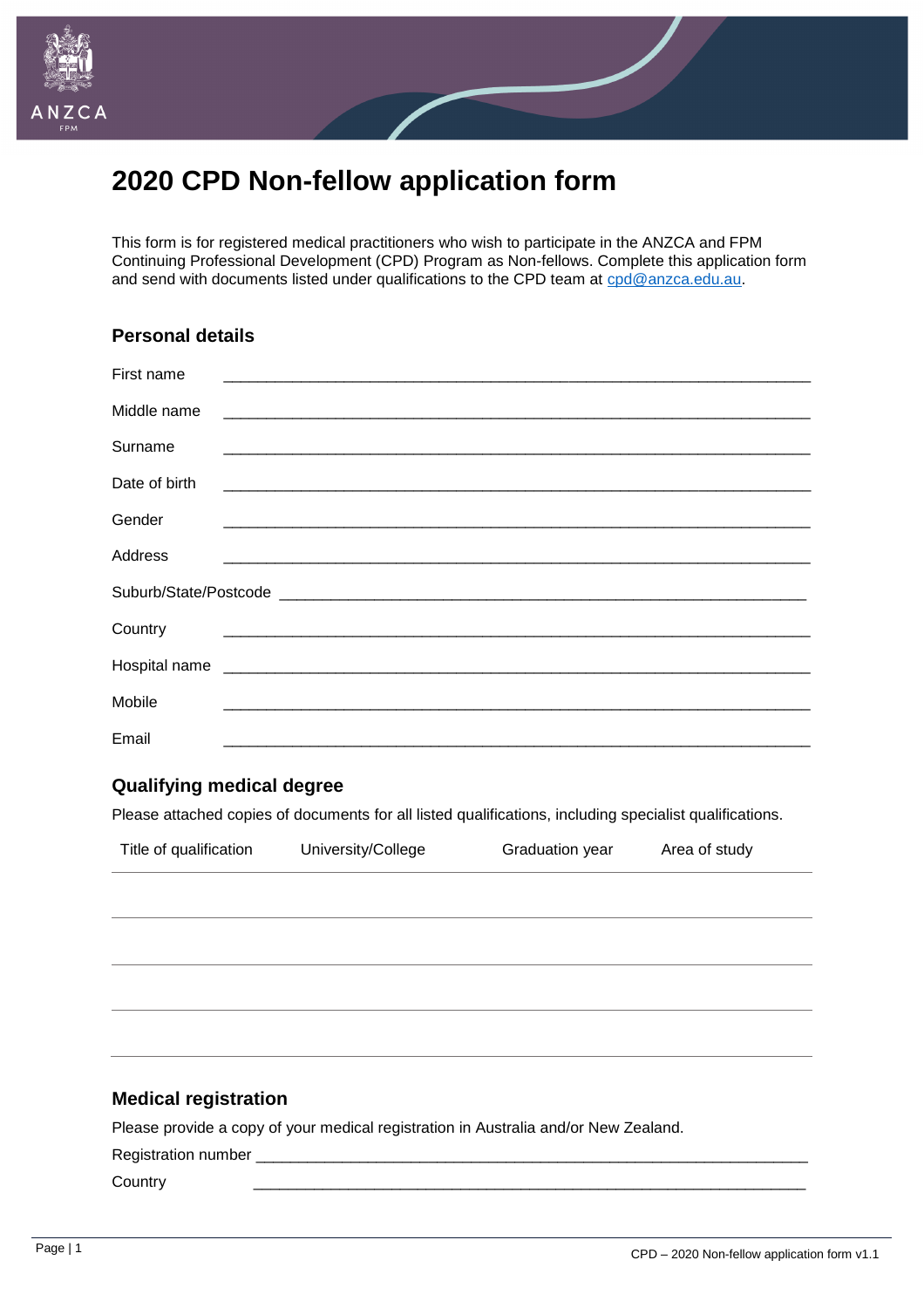# 2020 CPD Non-fellow application form

This form is for registered medical practitioners who wish to participate in the ANZCA and FPM Continuing Professional Development (CPD) Program as Non-fellows. Complete this application form and send with documents listed under qualifications to the CPD team at cpd@anzca.edu.au.

## Personal details

First name ___________________________________________________________________

Middle name ___________________________________________________________________

Surname ___________________________________________________________________

Date of birth ___________________________________________________________________

Gender ___________________________________________________________________

Address ___________________________________________________________________

Suburb/State/Postcode ___________________________________________________________

Country ___________________________________________________________________

Hospital name ___________________________________________________________________

Mobile ___________________________________________________________________

Email ___________________________________________________________________

## Qualifying medical degree

Please attached copies of documents for all listed qualifications, including specialist qualifications.

| Title of qualification | University/College | Graduation year | Area of study |
|---|---|---|---|
| | | | |
| | | | |
| | | | |
| | | | |

## Medical registration

Please provide a copy of your medical registration in Australia and/or New Zealand.

Registration number ______________________________________________________________

Country ______________________________________________________________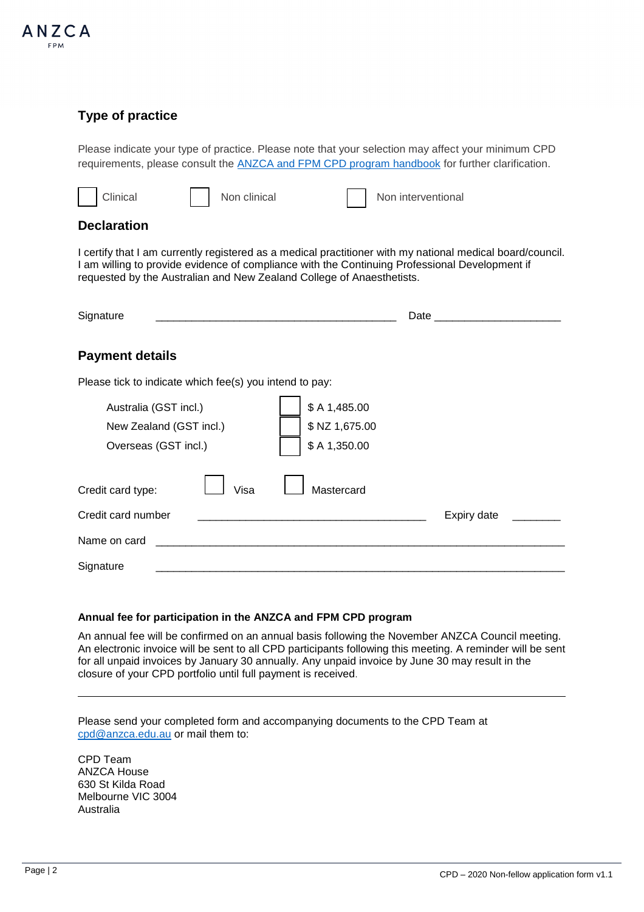## Type of practice

Please indicate your type of practice. Please note that your selection may affect your minimum CPD requirements, please consult the [ANZCA and FPM CPD program handbook](#) for further clarification.

☐ Clinical ☐ Non clinical ☐ Non interventional

## Declaration

I certify that I am currently registered as a medical practitioner with my national medical board/council. I am willing to provide evidence of compliance with the Continuing Professional Development if requested by the Australian and New Zealand College of Anaesthetists.

Signature ________________________________________ Date ____________________

## Payment details

Please tick to indicate which fee(s) you intend to pay:

| | | |
|---|---|---|
| Australia (GST incl.) | ☐ | $ A 1,485.00 |
| New Zealand (GST incl.) | ☐ | $ NZ 1,675.00 |
| Overseas (GST incl.) | ☐ | $ A 1,350.00 |

Credit card type: ☐ Visa ☐ Mastercard

Credit card number ______________________________________ Expiry date ________

Name on card ______________________________________________________________________

Signature ______________________________________________________________________

**Annual fee for participation in the ANZCA and FPM CPD program**

An annual fee will be confirmed on an annual basis following the November ANZCA Council meeting. An electronic invoice will be sent to all CPD participants following this meeting. A reminder will be sent for all unpaid invoices by January 30 annually. Any unpaid invoice by June 30 may result in the closure of your CPD portfolio until full payment is received.

---

Please send your completed form and accompanying documents to the CPD Team at [cpd@anzca.edu.au](mailto:cpd@anzca.edu.au) or mail them to:

CPD Team  
ANZCA House  
630 St Kilda Road  
Melbourne VIC 3004  
Australia